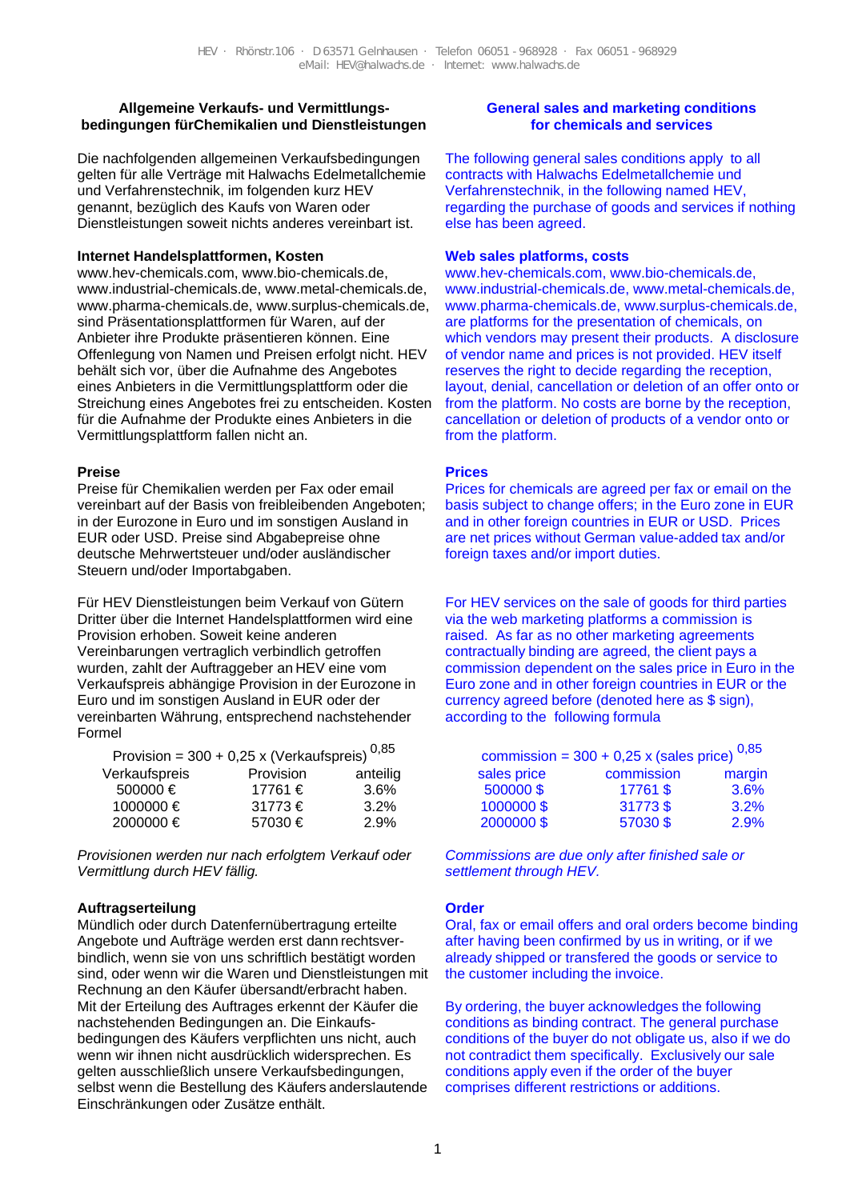HEV · Rhönstr.106 · D 63571 Gelnhausen · Telefon 06051 - 968928 · Fax 06051 - 968929
eMail: HEV@halwachs.de · Internet: www.halwachs.de

## Allgemeine Verkaufs- und Vermittlungs-bedingungen fürChemikalien und Dienstleistungen

Die nachfolgenden allgemeinen Verkaufsbedingungen gelten für alle Verträge mit Halwachs Edelmetallchemie und Verfahrenstechnik, im folgenden kurz HEV genannt, bezüglich des Kaufs von Waren oder Dienstleistungen soweit nichts anderes vereinbart ist.

**Internet Handelsplattformen, Kosten**

www.hev-chemicals.com, www.bio-chemicals.de, www.industrial-chemicals.de, www.metal-chemicals.de, www.pharma-chemicals.de, www.surplus-chemicals.de, sind Präsentationsplattformen für Waren, auf der Anbieter ihre Produkte präsentieren können. Eine Offenlegung von Namen und Preisen erfolgt nicht. HEV behält sich vor, über die Aufnahme des Angebotes eines Anbieters in die Vermittlungsplattform oder die Streichung eines Angebotes frei zu entscheiden. Kosten für die Aufnahme der Produkte eines Anbieters in die Vermittlungsplattform fallen nicht an.

**Preise**

Preise für Chemikalien werden per Fax oder email vereinbart auf der Basis von freibleibenden Angeboten; in der Eurozone in Euro und im sonstigen Ausland in EUR oder USD. Preise sind Abgabepreise ohne deutsche Mehrwertsteuer und/oder ausländischer Steuern und/oder Importabgaben.

Für HEV Dienstleistungen beim Verkauf von Gütern Dritter über die Internet Handelsplattformen wird eine Provision erhoben. Soweit keine anderen Vereinbarungen vertraglich verbindlich getroffen wurden, zahlt der Auftraggeber an HEV eine vom Verkaufspreis abhängige Provision in der Eurozone in Euro und im sonstigen Ausland in EUR oder der vereinbarten Währung, entsprechend nachstehender Formel

$$\text{Provision} = 300 + 0{,}25 \times (\text{Verkaufspreis})^{0{,}85}$$

| Verkaufspreis | Provision | anteilig |
|---|---|---|
| 500000 € | 17761 € | 3.6% |
| 1000000 € | 31773 € | 3.2% |
| 2000000 € | 57030 € | 2.9% |

*Provisionen werden nur nach erfolgtem Verkauf oder Vermittlung durch HEV fällig.*

**Auftragserteilung**

Mündlich oder durch Datenfernübertragung erteilte Angebote und Aufträge werden erst dann rechtsver-bindlich, wenn sie von uns schriftlich bestätigt worden sind, oder wenn wir die Waren und Dienstleistungen mit Rechnung an den Käufer übersandt/erbracht haben. Mit der Erteilung des Auftrages erkennt der Käufer die nachstehenden Bedingungen an. Die Einkaufs-bedingungen des Käufers verpflichten uns nicht, auch wenn wir ihnen nicht ausdrücklich widersprechen. Es gelten ausschließlich unsere Verkaufsbedingungen, selbst wenn die Bestellung des Käufers anderslautende Einschränkungen oder Zusätze enthält.

## General sales and marketing conditions for chemicals and services

The following general sales conditions apply to all contracts with Halwachs Edelmetallchemie und Verfahrenstechnik, in the following named HEV, regarding the purchase of goods and services if nothing else has been agreed.

**Web sales platforms, costs**

www.hev-chemicals.com, www.bio-chemicals.de, www.industrial-chemicals.de, www.metal-chemicals.de, www.pharma-chemicals.de, www.surplus-chemicals.de, are platforms for the presentation of chemicals, on which vendors may present their products. A disclosure of vendor name and prices is not provided. HEV itself reserves the right to decide regarding the reception, layout, denial, cancellation or deletion of an offer onto or from the platform. No costs are borne by the reception, cancellation or deletion of products of a vendor onto or from the platform.

**Prices**

Prices for chemicals are agreed per fax or email on the basis subject to change offers; in the Euro zone in EUR and in other foreign countries in EUR or USD. Prices are net prices without German value-added tax and/or foreign taxes and/or import duties.

For HEV services on the sale of goods for third parties via the web marketing platforms a commission is raised. As far as no other marketing agreements contractually binding are agreed, the client pays a commission dependent on the sales price in Euro in the Euro zone and in other foreign countries in EUR or the currency agreed before (denoted here as $ sign), according to the following formula

$$\text{commission} = 300 + 0{,}25 \times (\text{sales price})^{0{,}85}$$

| sales price | commission | margin |
|---|---|---|
| 500000 $ | 17761 $ | 3.6% |
| 1000000 $ | 31773 $ | 3.2% |
| 2000000 $ | 57030 $ | 2.9% |

*Commissions are due only after finished sale or settlement through HEV.*

**Order**

Oral, fax or email offers and oral orders become binding after having been confirmed by us in writing, or if we already shipped or transfered the goods or service to the customer including the invoice.

By ordering, the buyer acknowledges the following conditions as binding contract. The general purchase conditions of the buyer do not obligate us, also if we do not contradict them specifically. Exclusively our sale conditions apply even if the order of the buyer comprises different restrictions or additions.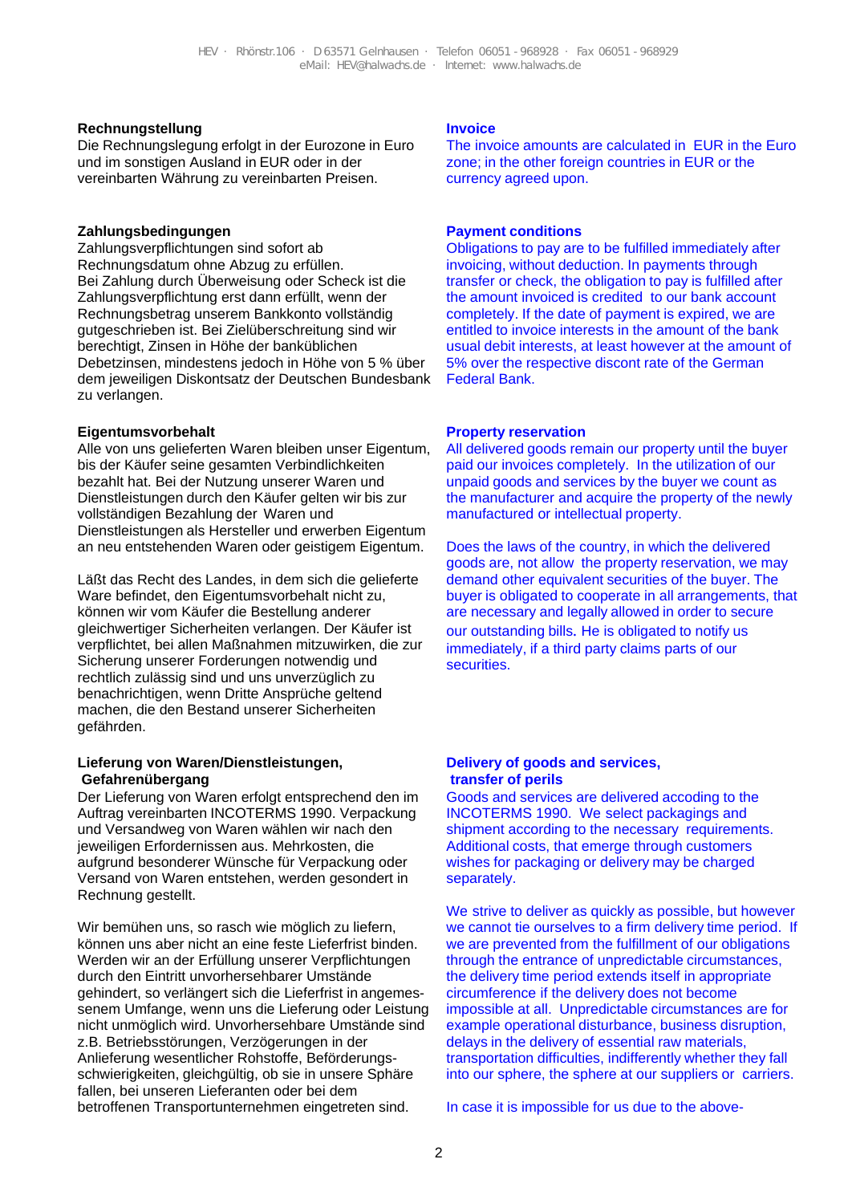### Rechnungstellung

Die Rechnungslegung erfolgt in der Eurozone in Euro und im sonstigen Ausland in EUR oder in der vereinbarten Währung zu vereinbarten Preisen.

### Zahlungsbedingungen

Zahlungsverpflichtungen sind sofort ab Rechnungsdatum ohne Abzug zu erfüllen.
Bei Zahlung durch Überweisung oder Scheck ist die Zahlungsverpflichtung erst dann erfüllt, wenn der Rechnungsbetrag unserem Bankkonto vollständig gutgeschrieben ist. Bei Zielüberschreitung sind wir berechtigt, Zinsen in Höhe der banküblichen Debetzinsen, mindestens jedoch in Höhe von 5 % über dem jeweiligen Diskontsatz der Deutschen Bundesbank zu verlangen.

### Eigentumsvorbehalt

Alle von uns gelieferten Waren bleiben unser Eigentum, bis der Käufer seine gesamten Verbindlichkeiten bezahlt hat. Bei der Nutzung unserer Waren und Dienstleistungen durch den Käufer gelten wir bis zur vollständigen Bezahlung der Waren und Dienstleistungen als Hersteller und erwerben Eigentum an neu entstehenden Waren oder geistigem Eigentum.

Läßt das Recht des Landes, in dem sich die gelieferte Ware befindet, den Eigentumsvorbehalt nicht zu, können wir vom Käufer die Bestellung anderer gleichwertiger Sicherheiten verlangen. Der Käufer ist verpflichtet, bei allen Maßnahmen mitzuwirken, die zur Sicherung unserer Forderungen notwendig und rechtlich zulässig sind und uns unverzüglich zu benachrichtigen, wenn Dritte Ansprüche geltend machen, die den Bestand unserer Sicherheiten gefährden.

### Lieferung von Waren/Dienstleistungen, Gefahrenübergang

Der Lieferung von Waren erfolgt entsprechend den im Auftrag vereinbarten INCOTERMS 1990. Verpackung und Versandweg von Waren wählen wir nach den jeweiligen Erfordernissen aus. Mehrkosten, die aufgrund besonderer Wünsche für Verpackung oder Versand von Waren entstehen, werden gesondert in Rechnung gestellt.

Wir bemühen uns, so rasch wie möglich zu liefern, können uns aber nicht an eine feste Lieferfrist binden. Werden wir an der Erfüllung unserer Verpflichtungen durch den Eintritt unvorhersehbarer Umstände gehindert, so verlängert sich die Lieferfrist in angemessenem Umfange, wenn uns die Lieferung oder Leistung nicht unmöglich wird. Unvorhersehbare Umstände sind z.B. Betriebsstörungen, Verzögerungen in der Anlieferung wesentlicher Rohstoffe, Beförderungsschwierigkeiten, gleichgültig, ob sie in unsere Sphäre fallen, bei unseren Lieferanten oder bei dem betroffenen Transportunternehmen eingetreten sind.

### Invoice

The invoice amounts are calculated in EUR in the Euro zone; in the other foreign countries in EUR or the currency agreed upon.

### Payment conditions

Obligations to pay are to be fulfilled immediately after invoicing, without deduction. In payments through transfer or check, the obligation to pay is fulfilled after the amount invoiced is credited to our bank account completely. If the date of payment is expired, we are entitled to invoice interests in the amount of the bank usual debit interests, at least however at the amount of 5% over the respective discount rate of the German Federal Bank.

### Property reservation

All delivered goods remain our property until the buyer paid our invoices completely. In the utilization of our unpaid goods and services by the buyer we count as the manufacturer and acquire the property of the newly manufactured or intellectual property.

Does the laws of the country, in which the delivered goods are, not allow the property reservation, we may demand other equivalent securities of the buyer. The buyer is obligated to cooperate in all arrangements, that are necessary and legally allowed in order to secure our outstanding bills. He is obligated to notify us immediately, if a third party claims parts of our securities.

### Delivery of goods and services, transfer of perils

Goods and services are delivered accoding to the INCOTERMS 1990. We select packagings and shipment according to the necessary requirements. Additional costs, that emerge through customers wishes for packaging or delivery may be charged separately.

We strive to deliver as quickly as possible, but however we cannot tie ourselves to a firm delivery time period. If we are prevented from the fulfillment of our obligations through the entrance of unpredictable circumstances, the delivery time period extends itself in appropriate circumference if the delivery does not become impossible at all. Unpredictable circumstances are for example operational disturbance, business disruption, delays in the delivery of essential raw materials, transportation difficulties, indifferently whether they fall into our sphere, the sphere at our suppliers or carriers.

In case it is impossible for us due to the above-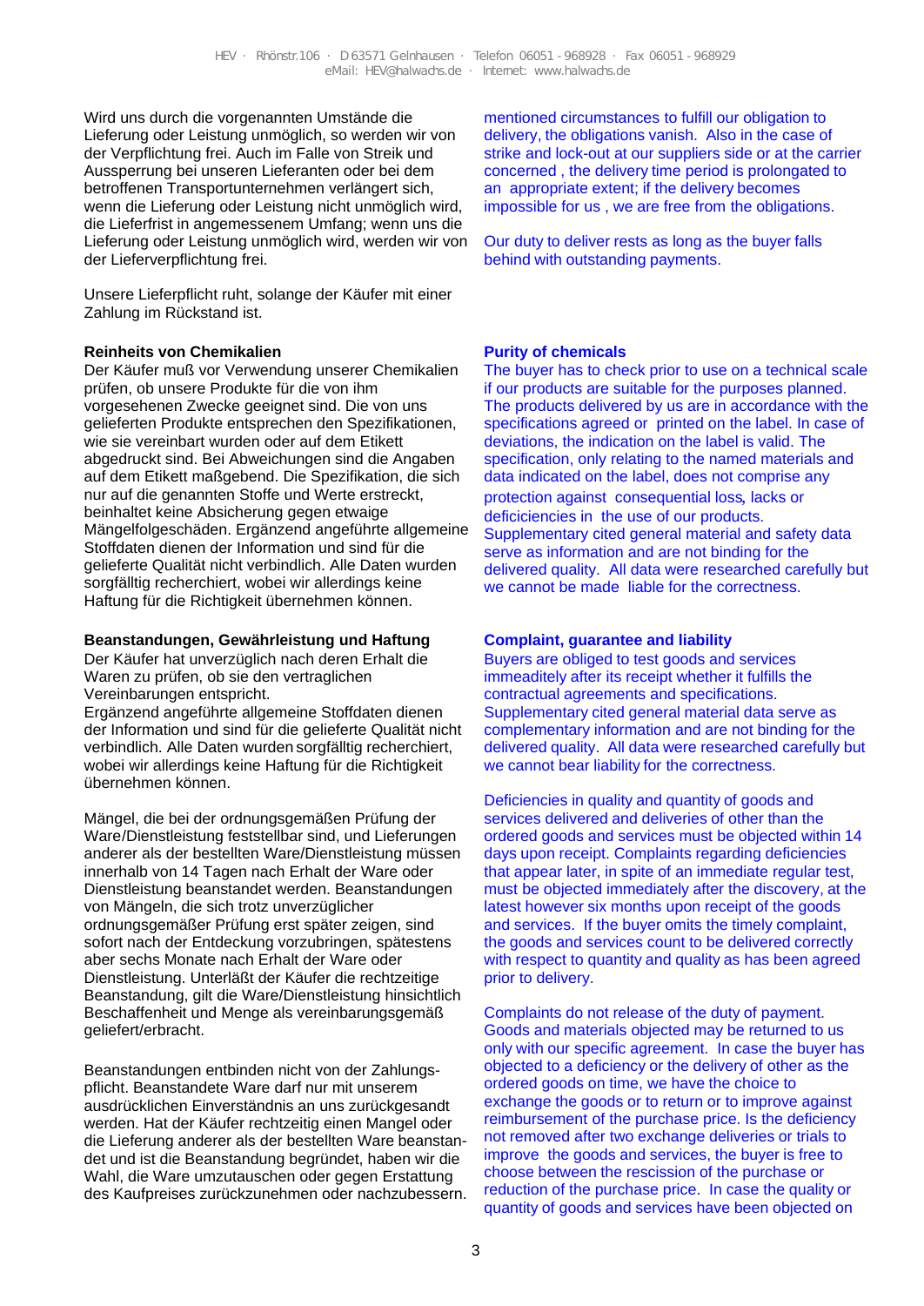Wird uns durch die vorgenannten Umstände die Lieferung oder Leistung unmöglich, so werden wir von der Verpflichtung frei. Auch im Falle von Streik und Aussperrung bei unseren Lieferanten oder bei dem betroffenen Transportunternehmen verlängert sich, wenn die Lieferung oder Leistung nicht unmöglich wird, die Lieferfrist in angemessenem Umfang; wenn uns die Lieferung oder Leistung unmöglich wird, werden wir von der Lieferverpflichtung frei.

Unsere Lieferpflicht ruht, solange der Käufer mit einer Zahlung im Rückstand ist.

**Reinheits von Chemikalien**

Der Käufer muß vor Verwendung unserer Chemikalien prüfen, ob unsere Produkte für die von ihm vorgesehenen Zwecke geeignet sind. Die von uns gelieferten Produkte entsprechen den Spezifikationen, wie sie vereinbart wurden oder auf dem Etikett abgedruckt sind. Bei Abweichungen sind die Angaben auf dem Etikett maßgebend. Die Spezifikation, die sich nur auf die genannten Stoffe und Werte erstreckt, beinhaltet keine Absicherung gegen etwaige Mängelfolgeschäden. Ergänzend angeführte allgemeine Stoffdaten dienen der Information und sind für die gelieferte Qualität nicht verbindlich. Alle Daten wurden sorgfälltig recherchiert, wobei wir allerdings keine Haftung für die Richtigkeit übernehmen können.

**Beanstandungen, Gewährleistung und Haftung**

Der Käufer hat unverzüglich nach deren Erhalt die Waren zu prüfen, ob sie den vertraglichen Vereinbarungen entspricht.
Ergänzend angeführte allgemeine Stoffdaten dienen der Information und sind für die gelieferte Qualität nicht verbindlich. Alle Daten wurden sorgfälltig recherchiert, wobei wir allerdings keine Haftung für die Richtigkeit übernehmen können.

Mängel, die bei der ordnungsgemäßen Prüfung der Ware/Dienstleistung feststellbar sind, und Lieferungen anderer als der bestellten Ware/Dienstleistung müssen innerhalb von 14 Tagen nach Erhalt der Ware oder Dienstleistung beanstandet werden. Beanstandungen von Mängeln, die sich trotz unverzüglicher ordnungsgemäßer Prüfung erst später zeigen, sind sofort nach der Entdeckung vorzubringen, spätestens aber sechs Monate nach Erhalt der Ware oder Dienstleistung. Unterläßt der Käufer die rechtzeitige Beanstandung, gilt die Ware/Dienstleistung hinsichtlich Beschaffenheit und Menge als vereinbarungsgemäß geliefert/erbracht.

Beanstandungen entbinden nicht von der Zahlungspflicht. Beanstandete Ware darf nur mit unserem ausdrücklichen Einverständnis an uns zurückgesandt werden. Hat der Käufer rechtzeitig einen Mangel oder die Lieferung anderer als der bestellten Ware beanstandet und ist die Beanstandung begründet, haben wir die Wahl, die Ware umzutauschen oder gegen Erstattung des Kaufpreises zurückzunehmen oder nachzubessern.

mentioned circumstances to fulfill our obligation to delivery, the obligations vanish. Also in the case of strike and lock-out at our suppliers side or at the carrier concerned , the delivery time period is prolongated to an appropriate extent; if the delivery becomes impossible for us , we are free from the obligations.

Our duty to deliver rests as long as the buyer falls behind with outstanding payments.

**Purity of chemicals**

The buyer has to check prior to use on a technical scale if our products are suitable for the purposes planned. The products delivered by us are in accordance with the specifications agreed or printed on the label. In case of deviations, the indication on the label is valid. The specification, only relating to the named materials and data indicated on the label, does not comprise any protection against consequential loss, lacks or deficiciencies in the use of our products. Supplementary cited general material and safety data serve as information and are not binding for the delivered quality. All data were researched carefully but we cannot be made liable for the correctness.

**Complaint, guarantee and liability**

Buyers are obliged to test goods and services immeaditely after its receipt whether it fulfills the contractual agreements and specifications. Supplementary cited general material data serve as complementary information and are not binding for the delivered quality. All data were researched carefully but we cannot bear liability for the correctness.

Deficiencies in quality and quantity of goods and services delivered and deliveries of other than the ordered goods and services must be objected within 14 days upon receipt. Complaints regarding deficiencies that appear later, in spite of an immediate regular test, must be objected immediately after the discovery, at the latest however six months upon receipt of the goods and services. If the buyer omits the timely complaint, the goods and services count to be delivered correctly with respect to quantity and quality as has been agreed prior to delivery.

Complaints do not release of the duty of payment. Goods and materials objected may be returned to us only with our specific agreement. In case the buyer has objected to a deficiency or the delivery of other as the ordered goods on time, we have the choice to exchange the goods or to return or to improve against reimbursement of the purchase price. Is the deficiency not removed after two exchange deliveries or trials to improve the goods and services, the buyer is free to choose between the rescission of the purchase or reduction of the purchase price. In case the quality or quantity of goods and services have been objected on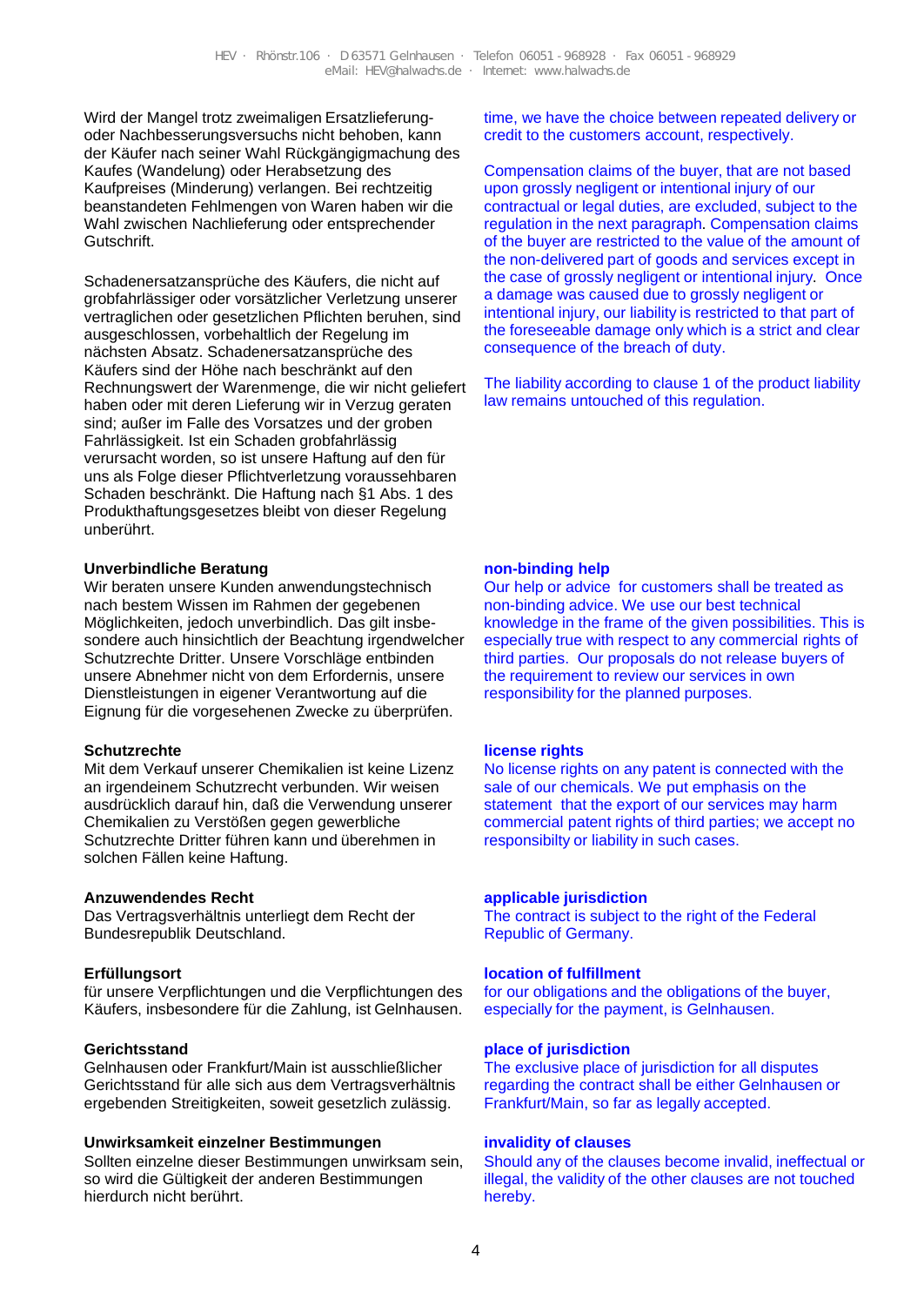Wird der Mangel trotz zweimaligen Ersatzlieferung- oder Nachbesserungsversuchs nicht behoben, kann der Käufer nach seiner Wahl Rückgängigmachung des Kaufes (Wandelung) oder Herabsetzung des Kaufpreises (Minderung) verlangen. Bei rechtzeitig beanstandeten Fehlmengen von Waren haben wir die Wahl zwischen Nachlieferung oder entsprechender Gutschrift.

Schadenersatzansprüche des Käufers, die nicht auf grobfahrlässiger oder vorsätzlicher Verletzung unserer vertraglichen oder gesetzlichen Pflichten beruhen, sind ausgeschlossen, vorbehaltlich der Regelung im nächsten Absatz. Schadenersatzansprüche des Käufers sind der Höhe nach beschränkt auf den Rechnungswert der Warenmenge, die wir nicht geliefert haben oder mit deren Lieferung wir in Verzug geraten sind; außer im Falle des Vorsatzes und der groben Fahrlässigkeit. Ist ein Schaden grobfahrlässig verursacht worden, so ist unsere Haftung auf den für uns als Folge dieser Pflichtverletzung voraussehbaren Schaden beschränkt. Die Haftung nach §1 Abs. 1 des Produkthaftungsgesetzes bleibt von dieser Regelung unberührt.

**Unverbindliche Beratung**
Wir beraten unsere Kunden anwendungstechnisch nach bestem Wissen im Rahmen der gegebenen Möglichkeiten, jedoch unverbindlich. Das gilt insbesondere auch hinsichtlich der Beachtung irgendwelcher Schutzrechte Dritter. Unsere Vorschläge entbinden unsere Abnehmer nicht von dem Erfordernis, unsere Dienstleistungen in eigener Verantwortung auf die Eignung für die vorgesehenen Zwecke zu überprüfen.

**Schutzrechte**
Mit dem Verkauf unserer Chemikalien ist keine Lizenz an irgendeinem Schutzrecht verbunden. Wir weisen ausdrücklich darauf hin, daß die Verwendung unserer Chemikalien zu Verstößen gegen gewerbliche Schutzrechte Dritter führen kann und überehmen in solchen Fällen keine Haftung.

**Anzuwendendes Recht**
Das Vertragsverhältnis unterliegt dem Recht der Bundesrepublik Deutschland.

**Erfüllungsort**
für unsere Verpflichtungen und die Verpflichtungen des Käufers, insbesondere für die Zahlung, ist Gelnhausen.

**Gerichtsstand**
Gelnhausen oder Frankfurt/Main ist ausschließlicher Gerichtsstand für alle sich aus dem Vertragsverhältnis ergebenden Streitigkeiten, soweit gesetzlich zulässig.

**Unwirksamkeit einzelner Bestimmungen**
Sollten einzelne dieser Bestimmungen unwirksam sein, so wird die Gültigkeit der anderen Bestimmungen hierdurch nicht berührt.

time, we have the choice between repeated delivery or credit to the customers account, respectively.

Compensation claims of the buyer, that are not based upon grossly negligent or intentional injury of our contractual or legal duties, are excluded, subject to the regulation in the next paragraph. Compensation claims of the buyer are restricted to the value of the amount of the non-delivered part of goods and services except in the case of grossly negligent or intentional injury. Once a damage was caused due to grossly negligent or intentional injury, our liability is restricted to that part of the foreseeable damage only which is a strict and clear consequence of the breach of duty.

The liability according to clause 1 of the product liability law remains untouched of this regulation.

**non-binding help**
Our help or advice for customers shall be treated as non-binding advice. We use our best technical knowledge in the frame of the given possibilities. This is especially true with respect to any commercial rights of third parties. Our proposals do not release buyers of the requirement to review our services in own responsibility for the planned purposes.

**license rights**
No license rights on any patent is connected with the sale of our chemicals. We put emphasis on the statement that the export of our services may harm commercial patent rights of third parties; we accept no responsibilty or liability in such cases.

**applicable jurisdiction**
The contract is subject to the right of the Federal Republic of Germany.

**location of fulfillment**
for our obligations and the obligations of the buyer, especially for the payment, is Gelnhausen.

**place of jurisdiction**
The exclusive place of jurisdiction for all disputes regarding the contract shall be either Gelnhausen or Frankfurt/Main, so far as legally accepted.

**invalidity of clauses**
Should any of the clauses become invalid, ineffectual or illegal, the validity of the other clauses are not touched hereby.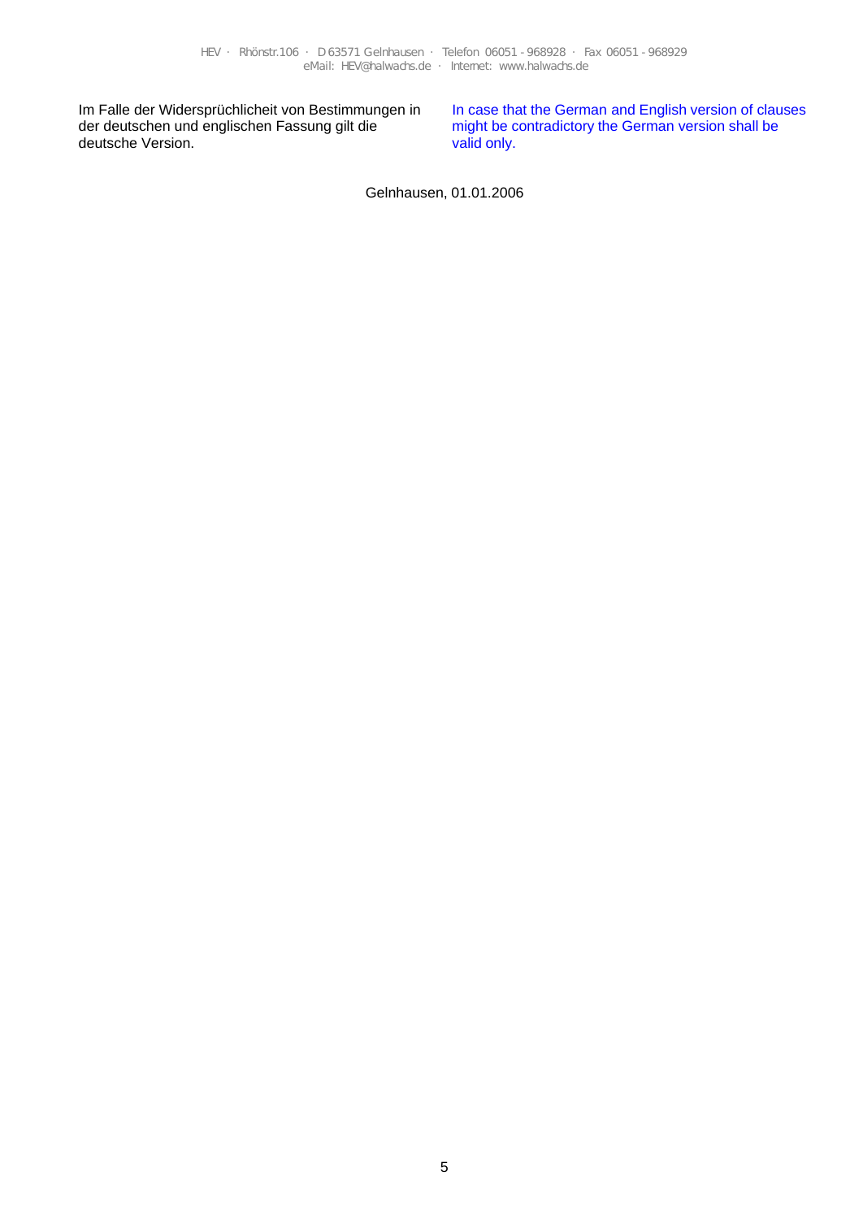Im Falle der Widersprüchlicheit von Bestimmungen in der deutschen und englischen Fassung gilt die deutsche Version.

In case that the German and English version of clauses might be contradictory the German version shall be valid only.

Gelnhausen, 01.01.2006